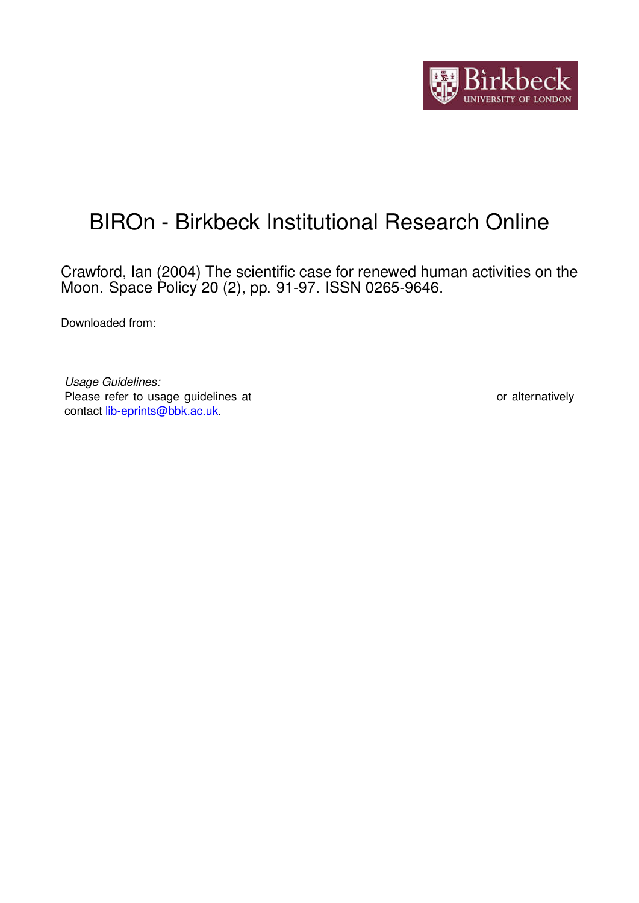# BIROn - Birkbeck Institutional Research Online

Crawford, Ian (2004) The scientific case for renewed human activities on the Moon. Space Policy 20 (2), pp. 91-97. ISSN 0265-9646.

Downloaded from:

| *Usage Guidelines:* |
|---|
| Please refer to usage guidelines at or alternatively contact lib-eprints@bbk.ac.uk. |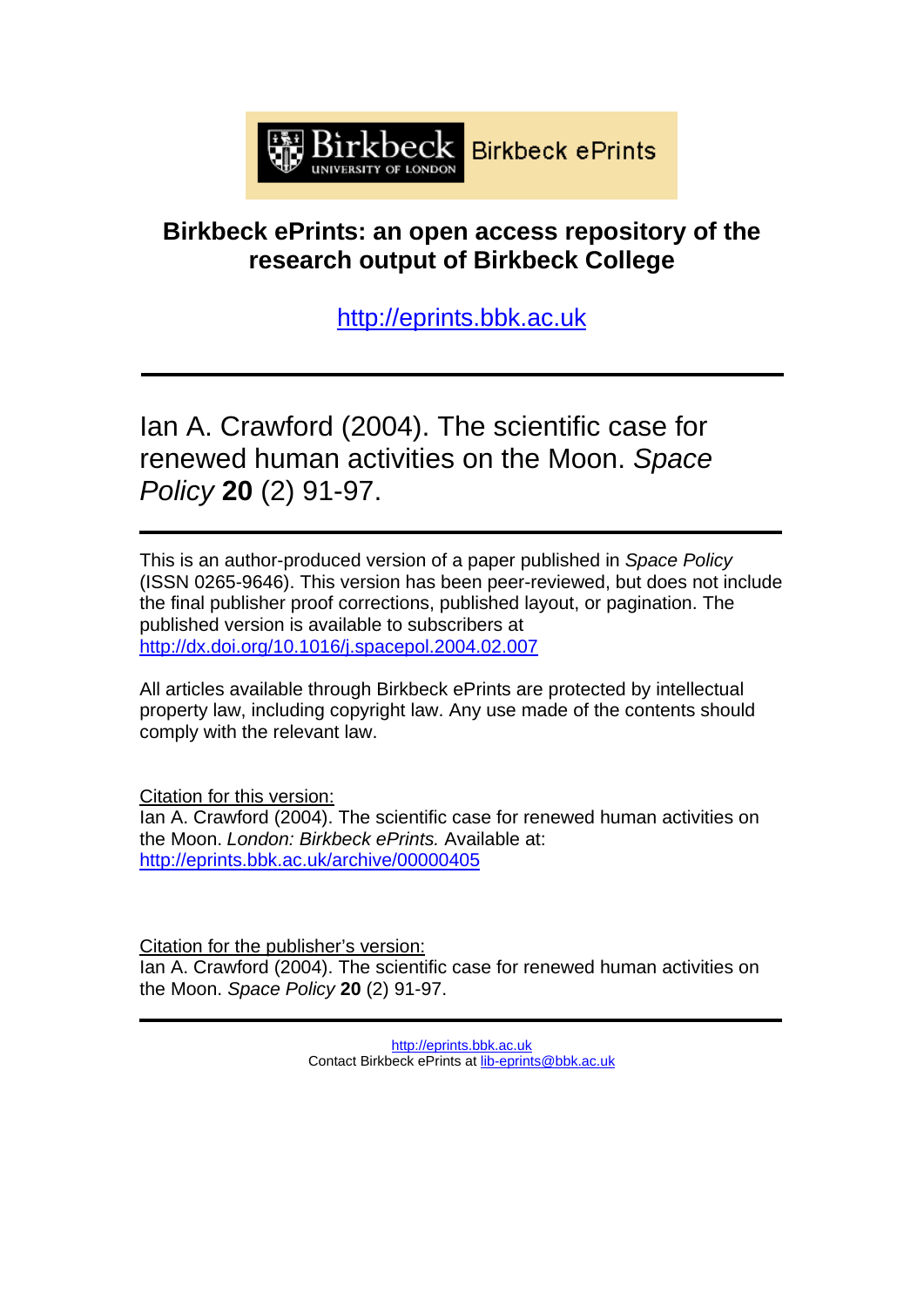Birkbeck ePrints

# Birkbeck ePrints: an open access repository of the research output of Birkbeck College

http://eprints.bbk.ac.uk

---

Ian A. Crawford (2004). The scientific case for renewed human activities on the Moon. *Space Policy* **20** (2) 91-97.

---

This is an author-produced version of a paper published in *Space Policy* (ISSN 0265-9646). This version has been peer-reviewed, but does not include the final publisher proof corrections, published layout, or pagination. The published version is available to subscribers at http://dx.doi.org/10.1016/j.spacepol.2004.02.007

All articles available through Birkbeck ePrints are protected by intellectual property law, including copyright law. Any use made of the contents should comply with the relevant law.

Citation for this version:
Ian A. Crawford (2004). The scientific case for renewed human activities on the Moon. *London: Birkbeck ePrints.* Available at: http://eprints.bbk.ac.uk/archive/00000405

Citation for the publisher's version:
Ian A. Crawford (2004). The scientific case for renewed human activities on the Moon. *Space Policy* **20** (2) 91-97.

---

http://eprints.bbk.ac.uk
Contact Birkbeck ePrints at lib-eprints@bbk.ac.uk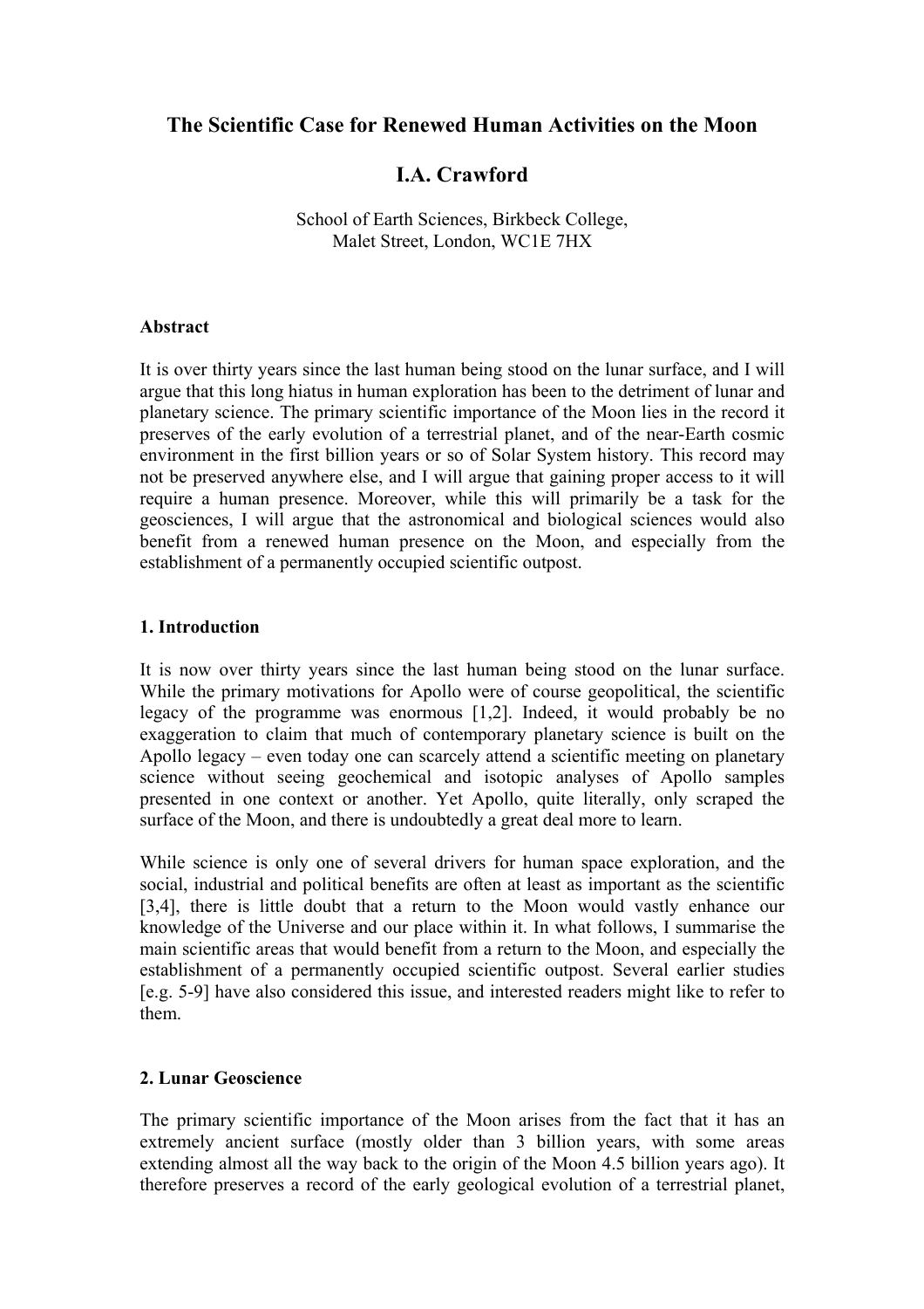# The Scientific Case for Renewed Human Activities on the Moon

## I.A. Crawford

School of Earth Sciences, Birkbeck College,
Malet Street, London, WC1E 7HX

### Abstract

It is over thirty years since the last human being stood on the lunar surface, and I will argue that this long hiatus in human exploration has been to the detriment of lunar and planetary science. The primary scientific importance of the Moon lies in the record it preserves of the early evolution of a terrestrial planet, and of the near-Earth cosmic environment in the first billion years or so of Solar System history. This record may not be preserved anywhere else, and I will argue that gaining proper access to it will require a human presence. Moreover, while this will primarily be a task for the geosciences, I will argue that the astronomical and biological sciences would also benefit from a renewed human presence on the Moon, and especially from the establishment of a permanently occupied scientific outpost.

### 1. Introduction

It is now over thirty years since the last human being stood on the lunar surface. While the primary motivations for Apollo were of course geopolitical, the scientific legacy of the programme was enormous [1,2]. Indeed, it would probably be no exaggeration to claim that much of contemporary planetary science is built on the Apollo legacy – even today one can scarcely attend a scientific meeting on planetary science without seeing geochemical and isotopic analyses of Apollo samples presented in one context or another. Yet Apollo, quite literally, only scraped the surface of the Moon, and there is undoubtedly a great deal more to learn.

While science is only one of several drivers for human space exploration, and the social, industrial and political benefits are often at least as important as the scientific [3,4], there is little doubt that a return to the Moon would vastly enhance our knowledge of the Universe and our place within it. In what follows, I summarise the main scientific areas that would benefit from a return to the Moon, and especially the establishment of a permanently occupied scientific outpost. Several earlier studies [e.g. 5-9] have also considered this issue, and interested readers might like to refer to them.

### 2. Lunar Geoscience

The primary scientific importance of the Moon arises from the fact that it has an extremely ancient surface (mostly older than 3 billion years, with some areas extending almost all the way back to the origin of the Moon 4.5 billion years ago). It therefore preserves a record of the early geological evolution of a terrestrial planet,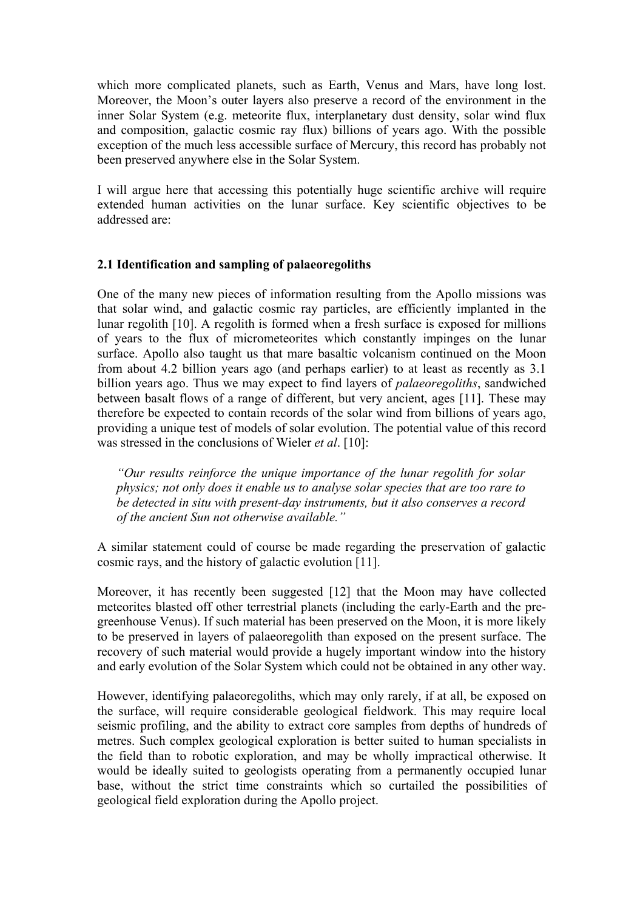which more complicated planets, such as Earth, Venus and Mars, have long lost. Moreover, the Moon's outer layers also preserve a record of the environment in the inner Solar System (e.g. meteorite flux, interplanetary dust density, solar wind flux and composition, galactic cosmic ray flux) billions of years ago. With the possible exception of the much less accessible surface of Mercury, this record has probably not been preserved anywhere else in the Solar System.

I will argue here that accessing this potentially huge scientific archive will require extended human activities on the lunar surface. Key scientific objectives to be addressed are:

### 2.1 Identification and sampling of palaeoregoliths

One of the many new pieces of information resulting from the Apollo missions was that solar wind, and galactic cosmic ray particles, are efficiently implanted in the lunar regolith [10]. A regolith is formed when a fresh surface is exposed for millions of years to the flux of micrometeorites which constantly impinges on the lunar surface. Apollo also taught us that mare basaltic volcanism continued on the Moon from about 4.2 billion years ago (and perhaps earlier) to at least as recently as 3.1 billion years ago. Thus we may expect to find layers of *palaeoregoliths*, sandwiched between basalt flows of a range of different, but very ancient, ages [11]. These may therefore be expected to contain records of the solar wind from billions of years ago, providing a unique test of models of solar evolution. The potential value of this record was stressed in the conclusions of Wieler *et al*. [10]:

> *"Our results reinforce the unique importance of the lunar regolith for solar physics; not only does it enable us to analyse solar species that are too rare to be detected in situ with present-day instruments, but it also conserves a record of the ancient Sun not otherwise available."*

A similar statement could of course be made regarding the preservation of galactic cosmic rays, and the history of galactic evolution [11].

Moreover, it has recently been suggested [12] that the Moon may have collected meteorites blasted off other terrestrial planets (including the early-Earth and the pre-greenhouse Venus). If such material has been preserved on the Moon, it is more likely to be preserved in layers of palaeoregolith than exposed on the present surface. The recovery of such material would provide a hugely important window into the history and early evolution of the Solar System which could not be obtained in any other way.

However, identifying palaeoregoliths, which may only rarely, if at all, be exposed on the surface, will require considerable geological fieldwork. This may require local seismic profiling, and the ability to extract core samples from depths of hundreds of metres. Such complex geological exploration is better suited to human specialists in the field than to robotic exploration, and may be wholly impractical otherwise. It would be ideally suited to geologists operating from a permanently occupied lunar base, without the strict time constraints which so curtailed the possibilities of geological field exploration during the Apollo project.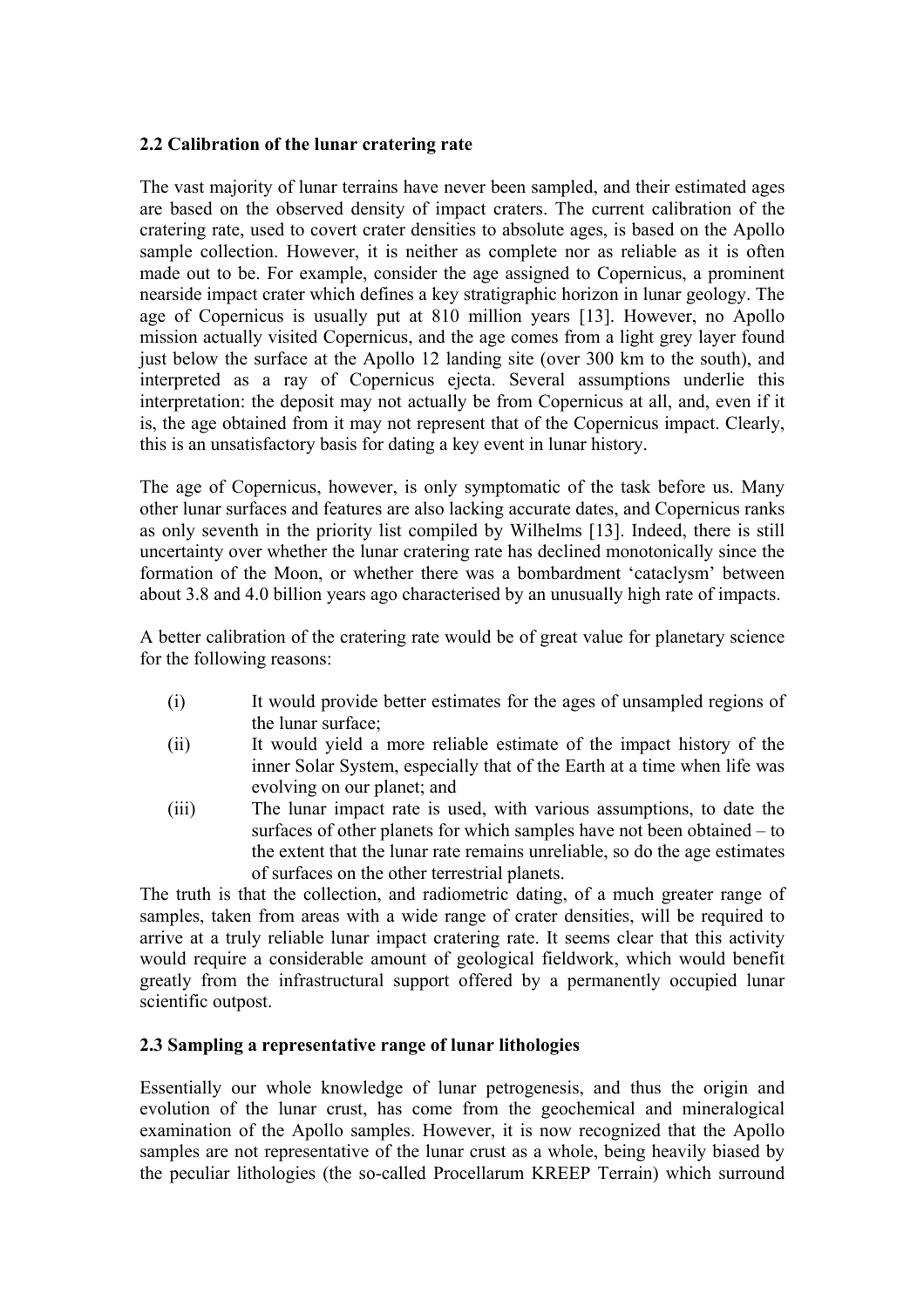## 2.2 Calibration of the lunar cratering rate

The vast majority of lunar terrains have never been sampled, and their estimated ages are based on the observed density of impact craters. The current calibration of the cratering rate, used to covert crater densities to absolute ages, is based on the Apollo sample collection. However, it is neither as complete nor as reliable as it is often made out to be. For example, consider the age assigned to Copernicus, a prominent nearside impact crater which defines a key stratigraphic horizon in lunar geology. The age of Copernicus is usually put at 810 million years [13]. However, no Apollo mission actually visited Copernicus, and the age comes from a light grey layer found just below the surface at the Apollo 12 landing site (over 300 km to the south), and interpreted as a ray of Copernicus ejecta. Several assumptions underlie this interpretation: the deposit may not actually be from Copernicus at all, and, even if it is, the age obtained from it may not represent that of the Copernicus impact. Clearly, this is an unsatisfactory basis for dating a key event in lunar history.

The age of Copernicus, however, is only symptomatic of the task before us. Many other lunar surfaces and features are also lacking accurate dates, and Copernicus ranks as only seventh in the priority list compiled by Wilhelms [13]. Indeed, there is still uncertainty over whether the lunar cratering rate has declined monotonically since the formation of the Moon, or whether there was a bombardment 'cataclysm' between about 3.8 and 4.0 billion years ago characterised by an unusually high rate of impacts.

A better calibration of the cratering rate would be of great value for planetary science for the following reasons:

(i) It would provide better estimates for the ages of unsampled regions of the lunar surface;

(ii) It would yield a more reliable estimate of the impact history of the inner Solar System, especially that of the Earth at a time when life was evolving on our planet; and

(iii) The lunar impact rate is used, with various assumptions, to date the surfaces of other planets for which samples have not been obtained – to the extent that the lunar rate remains unreliable, so do the age estimates of surfaces on the other terrestrial planets.

The truth is that the collection, and radiometric dating, of a much greater range of samples, taken from areas with a wide range of crater densities, will be required to arrive at a truly reliable lunar impact cratering rate. It seems clear that this activity would require a considerable amount of geological fieldwork, which would benefit greatly from the infrastructural support offered by a permanently occupied lunar scientific outpost.

## 2.3 Sampling a representative range of lunar lithologies

Essentially our whole knowledge of lunar petrogenesis, and thus the origin and evolution of the lunar crust, has come from the geochemical and mineralogical examination of the Apollo samples. However, it is now recognized that the Apollo samples are not representative of the lunar crust as a whole, being heavily biased by the peculiar lithologies (the so-called Procellarum KREEP Terrain) which surround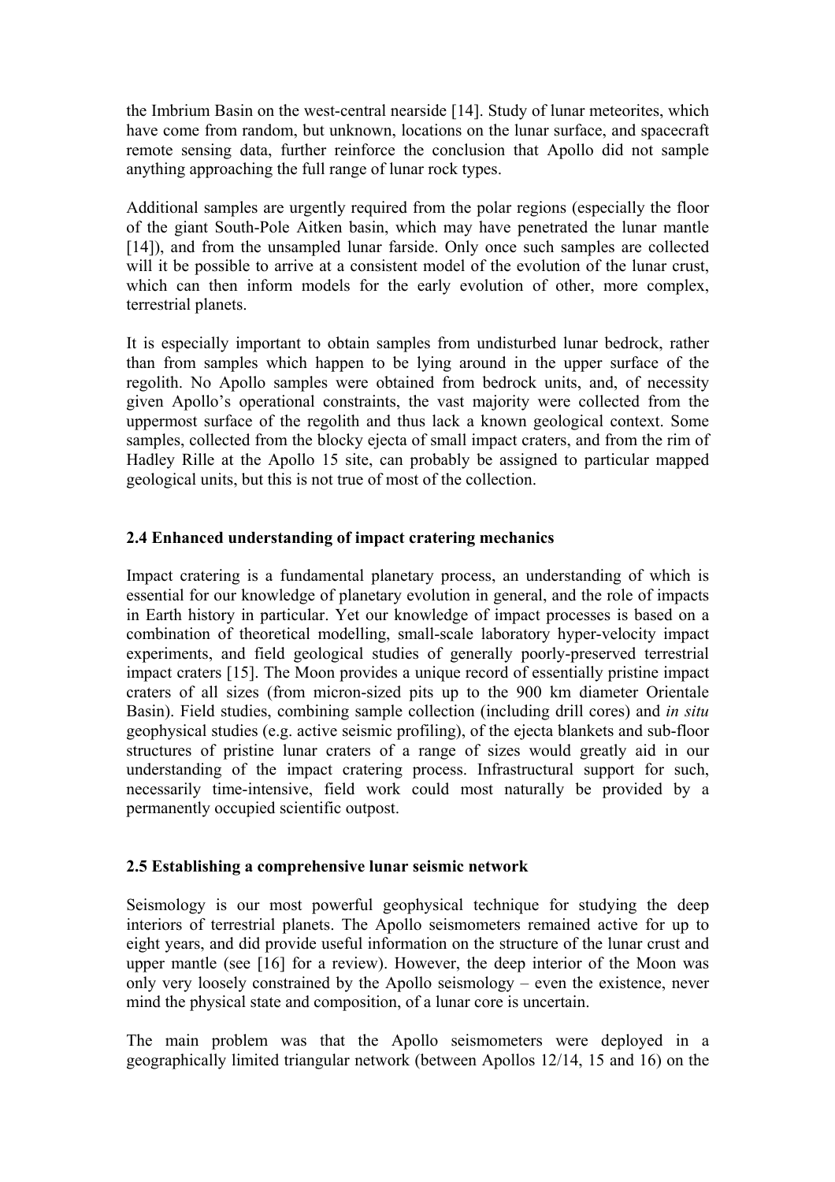the Imbrium Basin on the west-central nearside [14]. Study of lunar meteorites, which have come from random, but unknown, locations on the lunar surface, and spacecraft remote sensing data, further reinforce the conclusion that Apollo did not sample anything approaching the full range of lunar rock types.

Additional samples are urgently required from the polar regions (especially the floor of the giant South-Pole Aitken basin, which may have penetrated the lunar mantle [14]), and from the unsampled lunar farside. Only once such samples are collected will it be possible to arrive at a consistent model of the evolution of the lunar crust, which can then inform models for the early evolution of other, more complex, terrestrial planets.

It is especially important to obtain samples from undisturbed lunar bedrock, rather than from samples which happen to be lying around in the upper surface of the regolith. No Apollo samples were obtained from bedrock units, and, of necessity given Apollo's operational constraints, the vast majority were collected from the uppermost surface of the regolith and thus lack a known geological context. Some samples, collected from the blocky ejecta of small impact craters, and from the rim of Hadley Rille at the Apollo 15 site, can probably be assigned to particular mapped geological units, but this is not true of most of the collection.

### 2.4 Enhanced understanding of impact cratering mechanics

Impact cratering is a fundamental planetary process, an understanding of which is essential for our knowledge of planetary evolution in general, and the role of impacts in Earth history in particular. Yet our knowledge of impact processes is based on a combination of theoretical modelling, small-scale laboratory hyper-velocity impact experiments, and field geological studies of generally poorly-preserved terrestrial impact craters [15]. The Moon provides a unique record of essentially pristine impact craters of all sizes (from micron-sized pits up to the 900 km diameter Orientale Basin). Field studies, combining sample collection (including drill cores) and *in situ* geophysical studies (e.g. active seismic profiling), of the ejecta blankets and sub-floor structures of pristine lunar craters of a range of sizes would greatly aid in our understanding of the impact cratering process. Infrastructural support for such, necessarily time-intensive, field work could most naturally be provided by a permanently occupied scientific outpost.

### 2.5 Establishing a comprehensive lunar seismic network

Seismology is our most powerful geophysical technique for studying the deep interiors of terrestrial planets. The Apollo seismometers remained active for up to eight years, and did provide useful information on the structure of the lunar crust and upper mantle (see [16] for a review). However, the deep interior of the Moon was only very loosely constrained by the Apollo seismology – even the existence, never mind the physical state and composition, of a lunar core is uncertain.

The main problem was that the Apollo seismometers were deployed in a geographically limited triangular network (between Apollos 12/14, 15 and 16) on the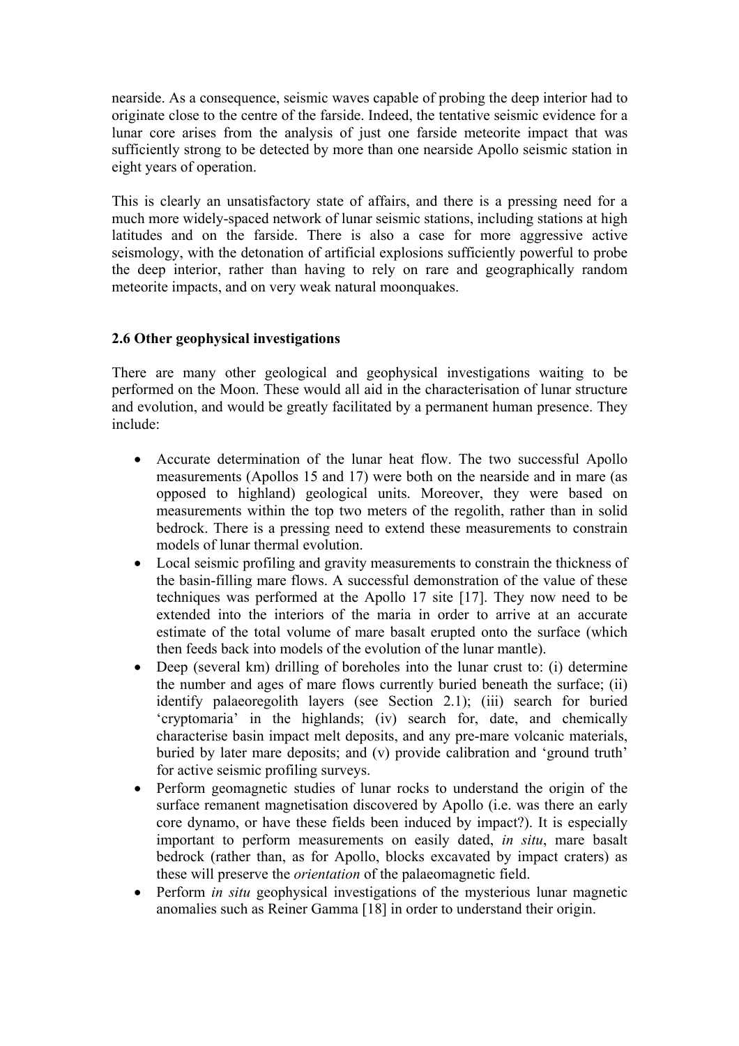nearside. As a consequence, seismic waves capable of probing the deep interior had to originate close to the centre of the farside. Indeed, the tentative seismic evidence for a lunar core arises from the analysis of just one farside meteorite impact that was sufficiently strong to be detected by more than one nearside Apollo seismic station in eight years of operation.

This is clearly an unsatisfactory state of affairs, and there is a pressing need for a much more widely-spaced network of lunar seismic stations, including stations at high latitudes and on the farside. There is also a case for more aggressive active seismology, with the detonation of artificial explosions sufficiently powerful to probe the deep interior, rather than having to rely on rare and geographically random meteorite impacts, and on very weak natural moonquakes.

### 2.6 Other geophysical investigations

There are many other geological and geophysical investigations waiting to be performed on the Moon. These would all aid in the characterisation of lunar structure and evolution, and would be greatly facilitated by a permanent human presence. They include:

- Accurate determination of the lunar heat flow. The two successful Apollo measurements (Apollos 15 and 17) were both on the nearside and in mare (as opposed to highland) geological units. Moreover, they were based on measurements within the top two meters of the regolith, rather than in solid bedrock. There is a pressing need to extend these measurements to constrain models of lunar thermal evolution.
- Local seismic profiling and gravity measurements to constrain the thickness of the basin-filling mare flows. A successful demonstration of the value of these techniques was performed at the Apollo 17 site [17]. They now need to be extended into the interiors of the maria in order to arrive at an accurate estimate of the total volume of mare basalt erupted onto the surface (which then feeds back into models of the evolution of the lunar mantle).
- Deep (several km) drilling of boreholes into the lunar crust to: (i) determine the number and ages of mare flows currently buried beneath the surface; (ii) identify palaeoregolith layers (see Section 2.1); (iii) search for buried 'cryptomaria' in the highlands; (iv) search for, date, and chemically characterise basin impact melt deposits, and any pre-mare volcanic materials, buried by later mare deposits; and (v) provide calibration and 'ground truth' for active seismic profiling surveys.
- Perform geomagnetic studies of lunar rocks to understand the origin of the surface remanent magnetisation discovered by Apollo (i.e. was there an early core dynamo, or have these fields been induced by impact?). It is especially important to perform measurements on easily dated, *in situ*, mare basalt bedrock (rather than, as for Apollo, blocks excavated by impact craters) as these will preserve the *orientation* of the palaeomagnetic field.
- Perform *in situ* geophysical investigations of the mysterious lunar magnetic anomalies such as Reiner Gamma [18] in order to understand their origin.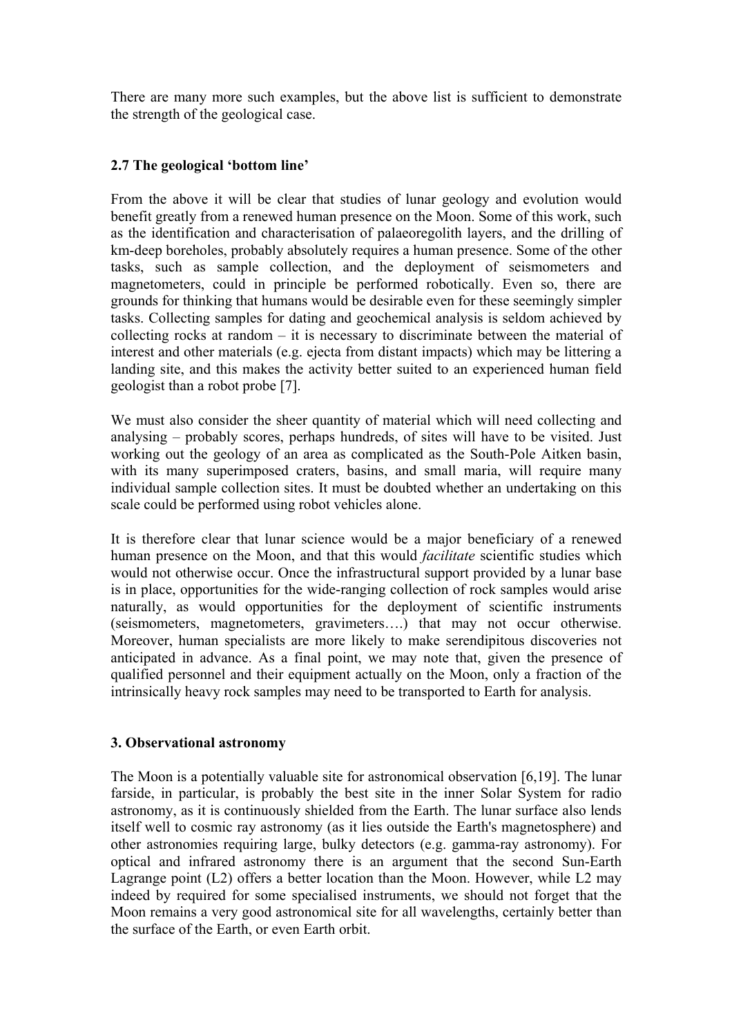There are many more such examples, but the above list is sufficient to demonstrate the strength of the geological case.

### 2.7 The geological 'bottom line'

From the above it will be clear that studies of lunar geology and evolution would benefit greatly from a renewed human presence on the Moon. Some of this work, such as the identification and characterisation of palaeoregolith layers, and the drilling of km-deep boreholes, probably absolutely requires a human presence. Some of the other tasks, such as sample collection, and the deployment of seismometers and magnetometers, could in principle be performed robotically. Even so, there are grounds for thinking that humans would be desirable even for these seemingly simpler tasks. Collecting samples for dating and geochemical analysis is seldom achieved by collecting rocks at random – it is necessary to discriminate between the material of interest and other materials (e.g. ejecta from distant impacts) which may be littering a landing site, and this makes the activity better suited to an experienced human field geologist than a robot probe [7].

We must also consider the sheer quantity of material which will need collecting and analysing – probably scores, perhaps hundreds, of sites will have to be visited. Just working out the geology of an area as complicated as the South-Pole Aitken basin, with its many superimposed craters, basins, and small maria, will require many individual sample collection sites. It must be doubted whether an undertaking on this scale could be performed using robot vehicles alone.

It is therefore clear that lunar science would be a major beneficiary of a renewed human presence on the Moon, and that this would *facilitate* scientific studies which would not otherwise occur. Once the infrastructural support provided by a lunar base is in place, opportunities for the wide-ranging collection of rock samples would arise naturally, as would opportunities for the deployment of scientific instruments (seismometers, magnetometers, gravimeters….) that may not occur otherwise. Moreover, human specialists are more likely to make serendipitous discoveries not anticipated in advance. As a final point, we may note that, given the presence of qualified personnel and their equipment actually on the Moon, only a fraction of the intrinsically heavy rock samples may need to be transported to Earth for analysis.

## 3. Observational astronomy

The Moon is a potentially valuable site for astronomical observation [6,19]. The lunar farside, in particular, is probably the best site in the inner Solar System for radio astronomy, as it is continuously shielded from the Earth. The lunar surface also lends itself well to cosmic ray astronomy (as it lies outside the Earth's magnetosphere) and other astronomies requiring large, bulky detectors (e.g. gamma-ray astronomy). For optical and infrared astronomy there is an argument that the second Sun-Earth Lagrange point (L2) offers a better location than the Moon. However, while L2 may indeed by required for some specialised instruments, we should not forget that the Moon remains a very good astronomical site for all wavelengths, certainly better than the surface of the Earth, or even Earth orbit.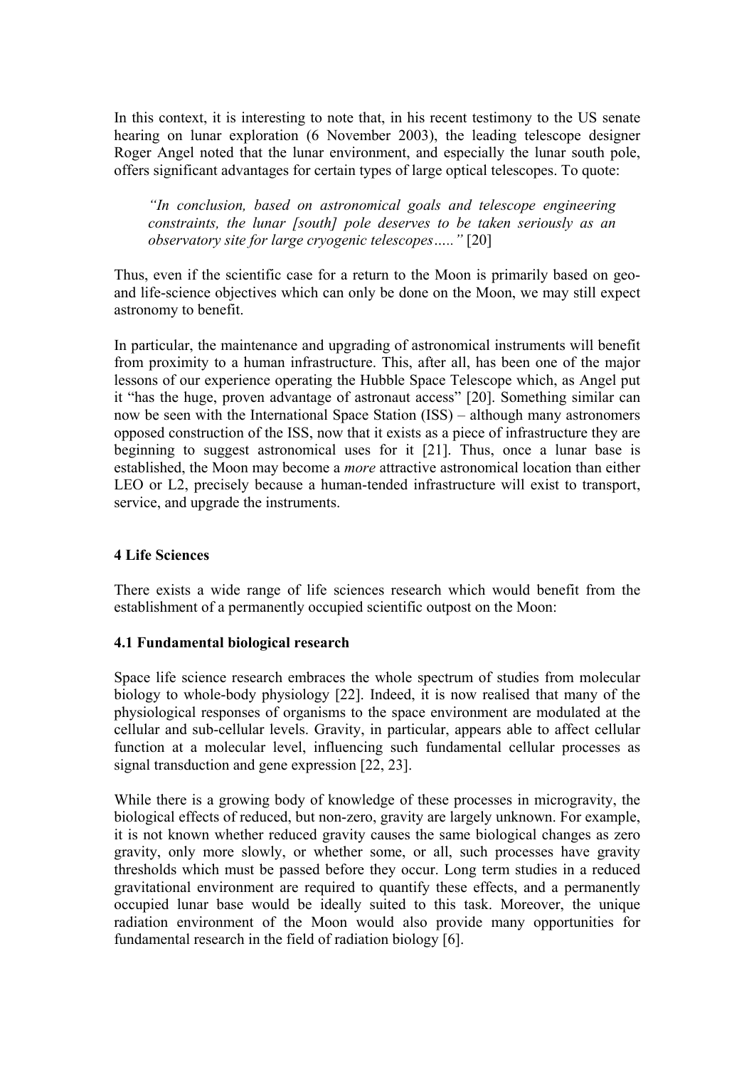In this context, it is interesting to note that, in his recent testimony to the US senate hearing on lunar exploration (6 November 2003), the leading telescope designer Roger Angel noted that the lunar environment, and especially the lunar south pole, offers significant advantages for certain types of large optical telescopes. To quote:

> *"In conclusion, based on astronomical goals and telescope engineering constraints, the lunar [south] pole deserves to be taken seriously as an observatory site for large cryogenic telescopes….."* [20]

Thus, even if the scientific case for a return to the Moon is primarily based on geo- and life-science objectives which can only be done on the Moon, we may still expect astronomy to benefit.

In particular, the maintenance and upgrading of astronomical instruments will benefit from proximity to a human infrastructure. This, after all, has been one of the major lessons of our experience operating the Hubble Space Telescope which, as Angel put it "has the huge, proven advantage of astronaut access" [20]. Something similar can now be seen with the International Space Station (ISS) – although many astronomers opposed construction of the ISS, now that it exists as a piece of infrastructure they are beginning to suggest astronomical uses for it [21]. Thus, once a lunar base is established, the Moon may become a *more* attractive astronomical location than either LEO or L2, precisely because a human-tended infrastructure will exist to transport, service, and upgrade the instruments.

## 4 Life Sciences

There exists a wide range of life sciences research which would benefit from the establishment of a permanently occupied scientific outpost on the Moon:

### 4.1 Fundamental biological research

Space life science research embraces the whole spectrum of studies from molecular biology to whole-body physiology [22]. Indeed, it is now realised that many of the physiological responses of organisms to the space environment are modulated at the cellular and sub-cellular levels. Gravity, in particular, appears able to affect cellular function at a molecular level, influencing such fundamental cellular processes as signal transduction and gene expression [22, 23].

While there is a growing body of knowledge of these processes in microgravity, the biological effects of reduced, but non-zero, gravity are largely unknown. For example, it is not known whether reduced gravity causes the same biological changes as zero gravity, only more slowly, or whether some, or all, such processes have gravity thresholds which must be passed before they occur. Long term studies in a reduced gravitational environment are required to quantify these effects, and a permanently occupied lunar base would be ideally suited to this task. Moreover, the unique radiation environment of the Moon would also provide many opportunities for fundamental research in the field of radiation biology [6].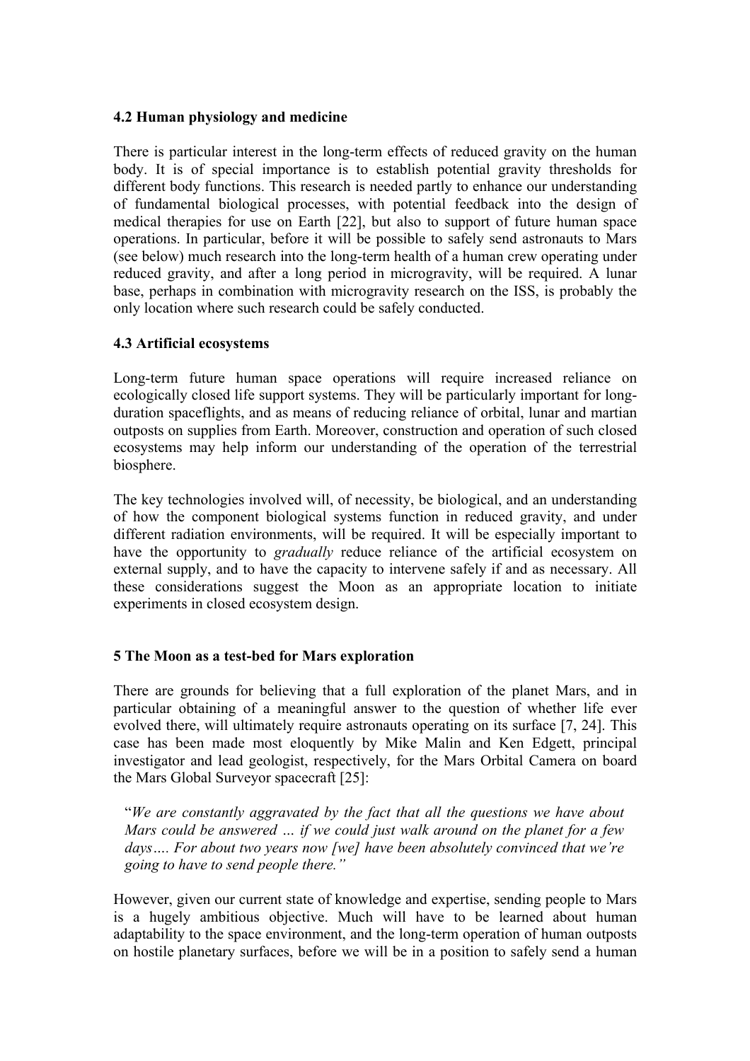### 4.2 Human physiology and medicine

There is particular interest in the long-term effects of reduced gravity on the human body. It is of special importance is to establish potential gravity thresholds for different body functions. This research is needed partly to enhance our understanding of fundamental biological processes, with potential feedback into the design of medical therapies for use on Earth [22], but also to support of future human space operations. In particular, before it will be possible to safely send astronauts to Mars (see below) much research into the long-term health of a human crew operating under reduced gravity, and after a long period in microgravity, will be required. A lunar base, perhaps in combination with microgravity research on the ISS, is probably the only location where such research could be safely conducted.

### 4.3 Artificial ecosystems

Long-term future human space operations will require increased reliance on ecologically closed life support systems. They will be particularly important for long-duration spaceflights, and as means of reducing reliance of orbital, lunar and martian outposts on supplies from Earth. Moreover, construction and operation of such closed ecosystems may help inform our understanding of the operation of the terrestrial biosphere.

The key technologies involved will, of necessity, be biological, and an understanding of how the component biological systems function in reduced gravity, and under different radiation environments, will be required. It will be especially important to have the opportunity to *gradually* reduce reliance of the artificial ecosystem on external supply, and to have the capacity to intervene safely if and as necessary. All these considerations suggest the Moon as an appropriate location to initiate experiments in closed ecosystem design.

## 5 The Moon as a test-bed for Mars exploration

There are grounds for believing that a full exploration of the planet Mars, and in particular obtaining of a meaningful answer to the question of whether life ever evolved there, will ultimately require astronauts operating on its surface [7, 24]. This case has been made most eloquently by Mike Malin and Ken Edgett, principal investigator and lead geologist, respectively, for the Mars Orbital Camera on board the Mars Global Surveyor spacecraft [25]:

> "*We are constantly aggravated by the fact that all the questions we have about Mars could be answered … if we could just walk around on the planet for a few days…. For about two years now [we] have been absolutely convinced that we're going to have to send people there."*

However, given our current state of knowledge and expertise, sending people to Mars is a hugely ambitious objective. Much will have to be learned about human adaptability to the space environment, and the long-term operation of human outposts on hostile planetary surfaces, before we will be in a position to safely send a human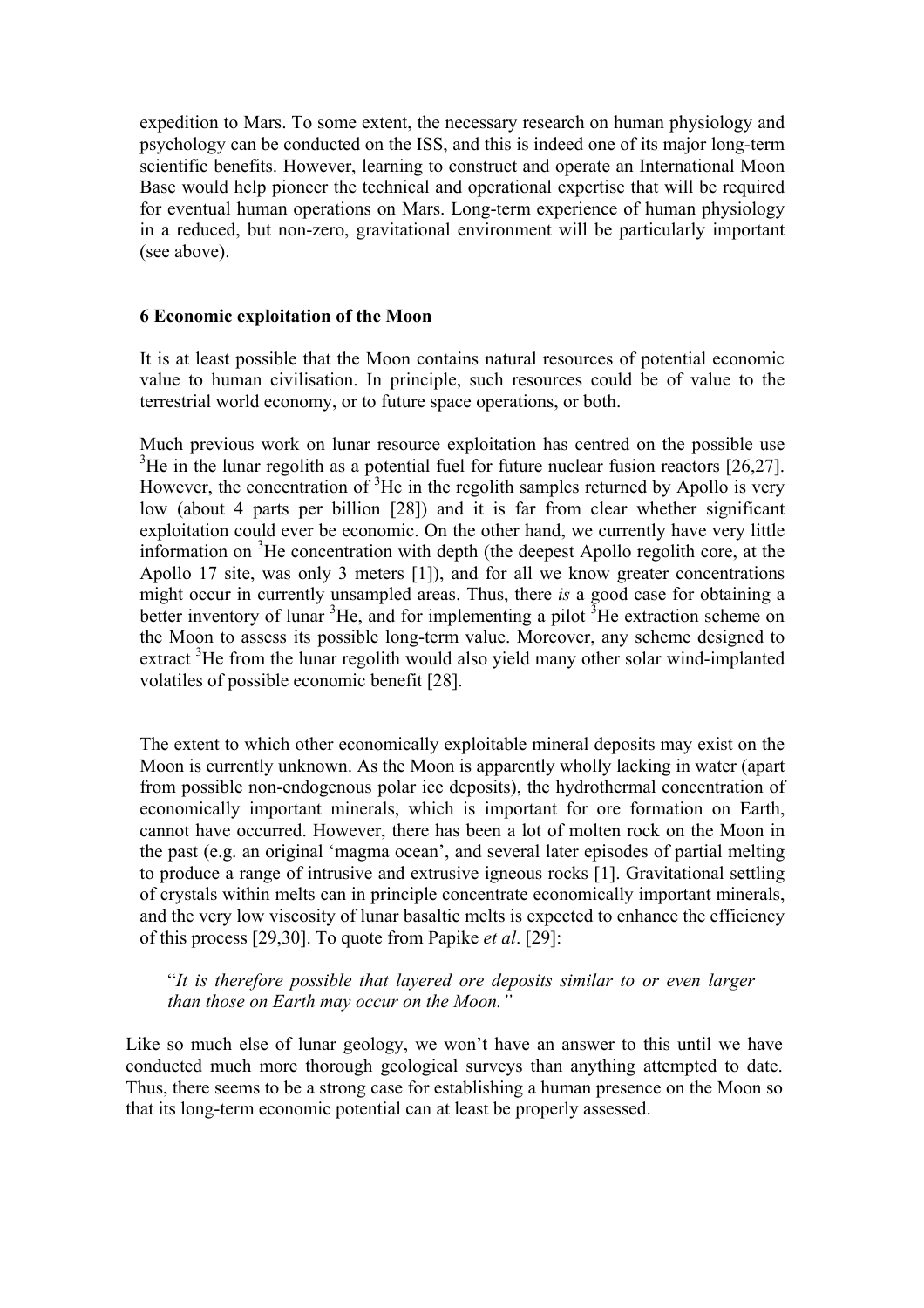expedition to Mars. To some extent, the necessary research on human physiology and psychology can be conducted on the ISS, and this is indeed one of its major long-term scientific benefits. However, learning to construct and operate an International Moon Base would help pioneer the technical and operational expertise that will be required for eventual human operations on Mars. Long-term experience of human physiology in a reduced, but non-zero, gravitational environment will be particularly important (see above).

## 6 Economic exploitation of the Moon

It is at least possible that the Moon contains natural resources of potential economic value to human civilisation. In principle, such resources could be of value to the terrestrial world economy, or to future space operations, or both.

Much previous work on lunar resource exploitation has centred on the possible use $^3$He in the lunar regolith as a potential fuel for future nuclear fusion reactors [26,27]. However, the concentration of $^3$He in the regolith samples returned by Apollo is very low (about 4 parts per billion [28]) and it is far from clear whether significant exploitation could ever be economic. On the other hand, we currently have very little information on $^3$He concentration with depth (the deepest Apollo regolith core, at the Apollo 17 site, was only 3 meters [1]), and for all we know greater concentrations might occur in currently unsampled areas. Thus, there *is* a good case for obtaining a better inventory of lunar $^3$He, and for implementing a pilot $^3$He extraction scheme on the Moon to assess its possible long-term value. Moreover, any scheme designed to extract $^3$He from the lunar regolith would also yield many other solar wind-implanted volatiles of possible economic benefit [28].

The extent to which other economically exploitable mineral deposits may exist on the Moon is currently unknown. As the Moon is apparently wholly lacking in water (apart from possible non-endogenous polar ice deposits), the hydrothermal concentration of economically important minerals, which is important for ore formation on Earth, cannot have occurred. However, there has been a lot of molten rock on the Moon in the past (e.g. an original 'magma ocean', and several later episodes of partial melting to produce a range of intrusive and extrusive igneous rocks [1]. Gravitational settling of crystals within melts can in principle concentrate economically important minerals, and the very low viscosity of lunar basaltic melts is expected to enhance the efficiency of this process [29,30]. To quote from Papike *et al*. [29]:

> "*It is therefore possible that layered ore deposits similar to or even larger than those on Earth may occur on the Moon.*"

Like so much else of lunar geology, we won't have an answer to this until we have conducted much more thorough geological surveys than anything attempted to date. Thus, there seems to be a strong case for establishing a human presence on the Moon so that its long-term economic potential can at least be properly assessed.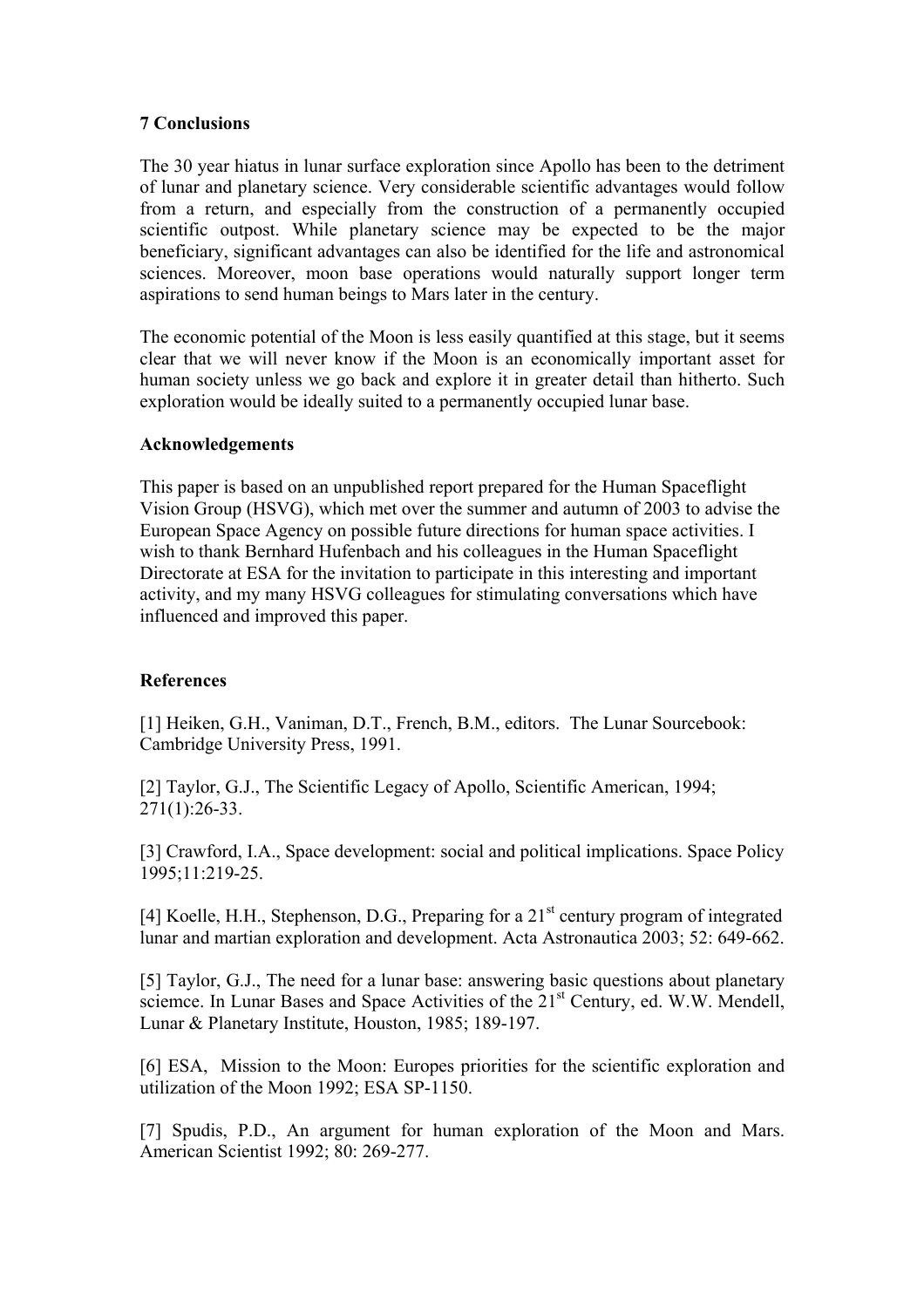## 7 Conclusions

The 30 year hiatus in lunar surface exploration since Apollo has been to the detriment of lunar and planetary science. Very considerable scientific advantages would follow from a return, and especially from the construction of a permanently occupied scientific outpost. While planetary science may be expected to be the major beneficiary, significant advantages can also be identified for the life and astronomical sciences. Moreover, moon base operations would naturally support longer term aspirations to send human beings to Mars later in the century.

The economic potential of the Moon is less easily quantified at this stage, but it seems clear that we will never know if the Moon is an economically important asset for human society unless we go back and explore it in greater detail than hitherto. Such exploration would be ideally suited to a permanently occupied lunar base.

## Acknowledgements

This paper is based on an unpublished report prepared for the Human Spaceflight Vision Group (HSVG), which met over the summer and autumn of 2003 to advise the European Space Agency on possible future directions for human space activities. I wish to thank Bernhard Hufenbach and his colleagues in the Human Spaceflight Directorate at ESA for the invitation to participate in this interesting and important activity, and my many HSVG colleagues for stimulating conversations which have influenced and improved this paper.

## References

[1] Heiken, G.H., Vaniman, D.T., French, B.M., editors. The Lunar Sourcebook: Cambridge University Press, 1991.

[2] Taylor, G.J., The Scientific Legacy of Apollo, Scientific American, 1994; 271(1):26-33.

[3] Crawford, I.A., Space development: social and political implications. Space Policy 1995;11:219-25.

[4] Koelle, H.H., Stephenson, D.G., Preparing for a 21st century program of integrated lunar and martian exploration and development. Acta Astronautica 2003; 52: 649-662.

[5] Taylor, G.J., The need for a lunar base: answering basic questions about planetary sciemce. In Lunar Bases and Space Activities of the 21st Century, ed. W.W. Mendell, Lunar & Planetary Institute, Houston, 1985; 189-197.

[6] ESA, Mission to the Moon: Europes priorities for the scientific exploration and utilization of the Moon 1992; ESA SP-1150.

[7] Spudis, P.D., An argument for human exploration of the Moon and Mars. American Scientist 1992; 80: 269-277.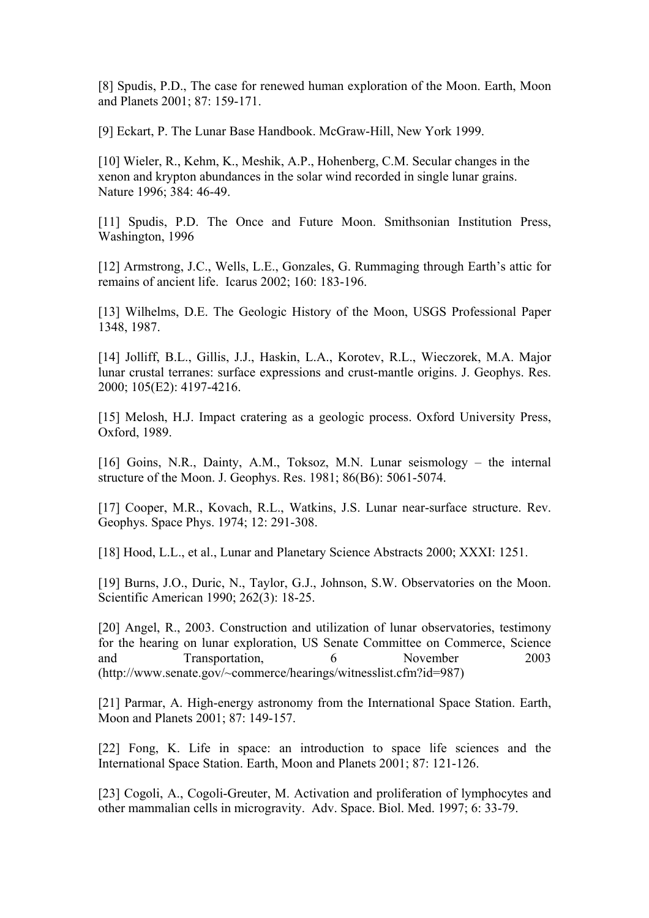[8] Spudis, P.D., The case for renewed human exploration of the Moon. Earth, Moon and Planets 2001; 87: 159-171.

[9] Eckart, P. The Lunar Base Handbook. McGraw-Hill, New York 1999.

[10] Wieler, R., Kehm, K., Meshik, A.P., Hohenberg, C.M. Secular changes in the xenon and krypton abundances in the solar wind recorded in single lunar grains. Nature 1996; 384: 46-49.

[11] Spudis, P.D. The Once and Future Moon. Smithsonian Institution Press, Washington, 1996

[12] Armstrong, J.C., Wells, L.E., Gonzales, G. Rummaging through Earth's attic for remains of ancient life. Icarus 2002; 160: 183-196.

[13] Wilhelms, D.E. The Geologic History of the Moon, USGS Professional Paper 1348, 1987.

[14] Jolliff, B.L., Gillis, J.J., Haskin, L.A., Korotev, R.L., Wieczorek, M.A. Major lunar crustal terranes: surface expressions and crust-mantle origins. J. Geophys. Res. 2000; 105(E2): 4197-4216.

[15] Melosh, H.J. Impact cratering as a geologic process. Oxford University Press, Oxford, 1989.

[16] Goins, N.R., Dainty, A.M., Toksoz, M.N. Lunar seismology – the internal structure of the Moon. J. Geophys. Res. 1981; 86(B6): 5061-5074.

[17] Cooper, M.R., Kovach, R.L., Watkins, J.S. Lunar near-surface structure. Rev. Geophys. Space Phys. 1974; 12: 291-308.

[18] Hood, L.L., et al., Lunar and Planetary Science Abstracts 2000; XXXI: 1251.

[19] Burns, J.O., Duric, N., Taylor, G.J., Johnson, S.W. Observatories on the Moon. Scientific American 1990; 262(3): 18-25.

[20] Angel, R., 2003. Construction and utilization of lunar observatories, testimony for the hearing on lunar exploration, US Senate Committee on Commerce, Science and Transportation, 6 November 2003 (http://www.senate.gov/~commerce/hearings/witnesslist.cfm?id=987)

[21] Parmar, A. High-energy astronomy from the International Space Station. Earth, Moon and Planets 2001; 87: 149-157.

[22] Fong, K. Life in space: an introduction to space life sciences and the International Space Station. Earth, Moon and Planets 2001; 87: 121-126.

[23] Cogoli, A., Cogoli-Greuter, M. Activation and proliferation of lymphocytes and other mammalian cells in microgravity. Adv. Space. Biol. Med. 1997; 6: 33-79.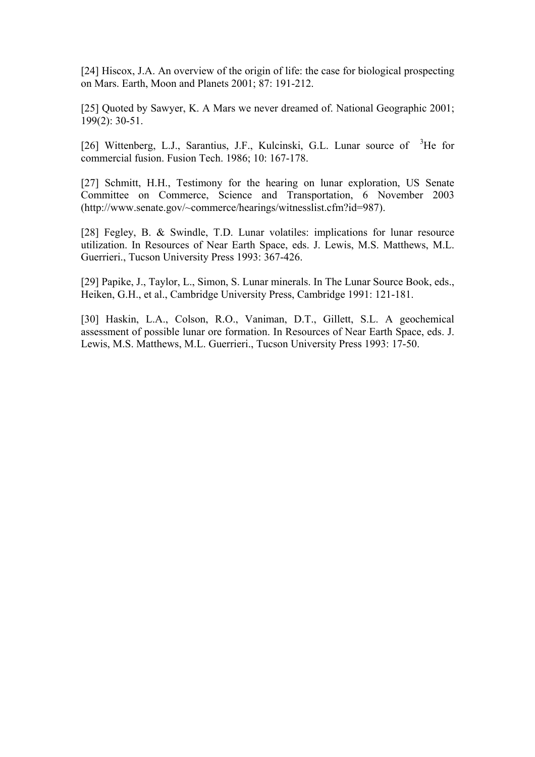[24] Hiscox, J.A. An overview of the origin of life: the case for biological prospecting on Mars. Earth, Moon and Planets 2001; 87: 191-212.

[25] Quoted by Sawyer, K. A Mars we never dreamed of. National Geographic 2001; 199(2): 30-51.

[26] Wittenberg, L.J., Sarantius, J.F., Kulcinski, G.L. Lunar source of $^{3}$He for commercial fusion. Fusion Tech. 1986; 10: 167-178.

[27] Schmitt, H.H., Testimony for the hearing on lunar exploration, US Senate Committee on Commerce, Science and Transportation, 6 November 2003 (http://www.senate.gov/~commerce/hearings/witnesslist.cfm?id=987).

[28] Fegley, B. & Swindle, T.D. Lunar volatiles: implications for lunar resource utilization. In Resources of Near Earth Space, eds. J. Lewis, M.S. Matthews, M.L. Guerrieri., Tucson University Press 1993: 367-426.

[29] Papike, J., Taylor, L., Simon, S. Lunar minerals. In The Lunar Source Book, eds., Heiken, G.H., et al., Cambridge University Press, Cambridge 1991: 121-181.

[30] Haskin, L.A., Colson, R.O., Vaniman, D.T., Gillett, S.L. A geochemical assessment of possible lunar ore formation. In Resources of Near Earth Space, eds. J. Lewis, M.S. Matthews, M.L. Guerrieri., Tucson University Press 1993: 17-50.